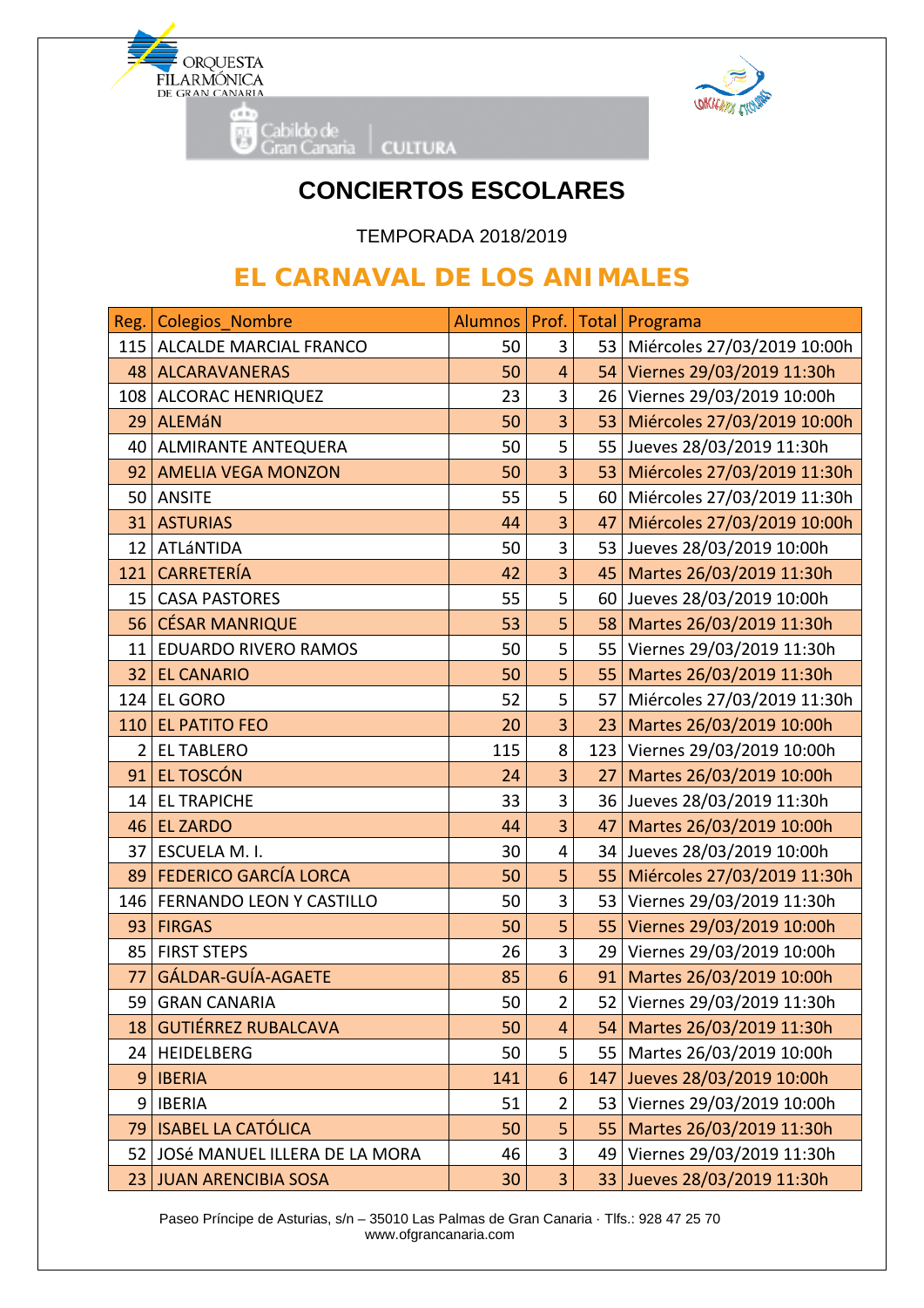ORQUESTA FILARMÓNICA DE GRAN CANARIA

Cabildo de Gran Canaria | CULTURA

# CONCIERTOS ESCOLARES

TEMPORADA 2018/2019

## EL CARNAVAL DE LOS ANIMALES

| Reg. | Colegios_Nombre | Alumnos | Prof. | Total | Programa |
|---|---|---|---|---|---|
| 115 | ALCALDE MARCIAL FRANCO | 50 | 3 | 53 | Miércoles 27/03/2019 10:00h |
| 48 | ALCARAVANERAS | 50 | 4 | 54 | Viernes 29/03/2019 11:30h |
| 108 | ALCORAC HENRIQUEZ | 23 | 3 | 26 | Viernes 29/03/2019 10:00h |
| 29 | ALEMáN | 50 | 3 | 53 | Miércoles 27/03/2019 10:00h |
| 40 | ALMIRANTE ANTEQUERA | 50 | 5 | 55 | Jueves 28/03/2019 11:30h |
| 92 | AMELIA VEGA MONZON | 50 | 3 | 53 | Miércoles 27/03/2019 11:30h |
| 50 | ANSITE | 55 | 5 | 60 | Miércoles 27/03/2019 11:30h |
| 31 | ASTURIAS | 44 | 3 | 47 | Miércoles 27/03/2019 10:00h |
| 12 | ATLáNTIDA | 50 | 3 | 53 | Jueves 28/03/2019 10:00h |
| 121 | CARRETERÍA | 42 | 3 | 45 | Martes 26/03/2019 11:30h |
| 15 | CASA PASTORES | 55 | 5 | 60 | Jueves 28/03/2019 10:00h |
| 56 | CÉSAR MANRIQUE | 53 | 5 | 58 | Martes 26/03/2019 11:30h |
| 11 | EDUARDO RIVERO RAMOS | 50 | 5 | 55 | Viernes 29/03/2019 11:30h |
| 32 | EL CANARIO | 50 | 5 | 55 | Martes 26/03/2019 11:30h |
| 124 | EL GORO | 52 | 5 | 57 | Miércoles 27/03/2019 11:30h |
| 110 | EL PATITO FEO | 20 | 3 | 23 | Martes 26/03/2019 10:00h |
| 2 | EL TABLERO | 115 | 8 | 123 | Viernes 29/03/2019 10:00h |
| 91 | EL TOSCÓN | 24 | 3 | 27 | Martes 26/03/2019 10:00h |
| 14 | EL TRAPICHE | 33 | 3 | 36 | Jueves 28/03/2019 11:30h |
| 46 | EL ZARDO | 44 | 3 | 47 | Martes 26/03/2019 10:00h |
| 37 | ESCUELA M. I. | 30 | 4 | 34 | Jueves 28/03/2019 10:00h |
| 89 | FEDERICO GARCÍA LORCA | 50 | 5 | 55 | Miércoles 27/03/2019 11:30h |
| 146 | FERNANDO LEON Y CASTILLO | 50 | 3 | 53 | Viernes 29/03/2019 11:30h |
| 93 | FIRGAS | 50 | 5 | 55 | Viernes 29/03/2019 10:00h |
| 85 | FIRST STEPS | 26 | 3 | 29 | Viernes 29/03/2019 10:00h |
| 77 | GÁLDAR-GUÍA-AGAETE | 85 | 6 | 91 | Martes 26/03/2019 10:00h |
| 59 | GRAN CANARIA | 50 | 2 | 52 | Viernes 29/03/2019 11:30h |
| 18 | GUTIÉRREZ RUBALCAVA | 50 | 4 | 54 | Martes 26/03/2019 11:30h |
| 24 | HEIDELBERG | 50 | 5 | 55 | Martes 26/03/2019 10:00h |
| 9 | IBERIA | 141 | 6 | 147 | Jueves 28/03/2019 10:00h |
| 9 | IBERIA | 51 | 2 | 53 | Viernes 29/03/2019 10:00h |
| 79 | ISABEL LA CATÓLICA | 50 | 5 | 55 | Martes 26/03/2019 11:30h |
| 52 | JOSé MANUEL ILLERA DE LA MORA | 46 | 3 | 49 | Viernes 29/03/2019 11:30h |
| 23 | JUAN ARENCIBIA SOSA | 30 | 3 | 33 | Jueves 28/03/2019 11:30h |

Paseo Príncipe de Asturias, s/n – 35010 Las Palmas de Gran Canaria · Tlfs.: 928 47 25 70
www.ofgrancanaria.com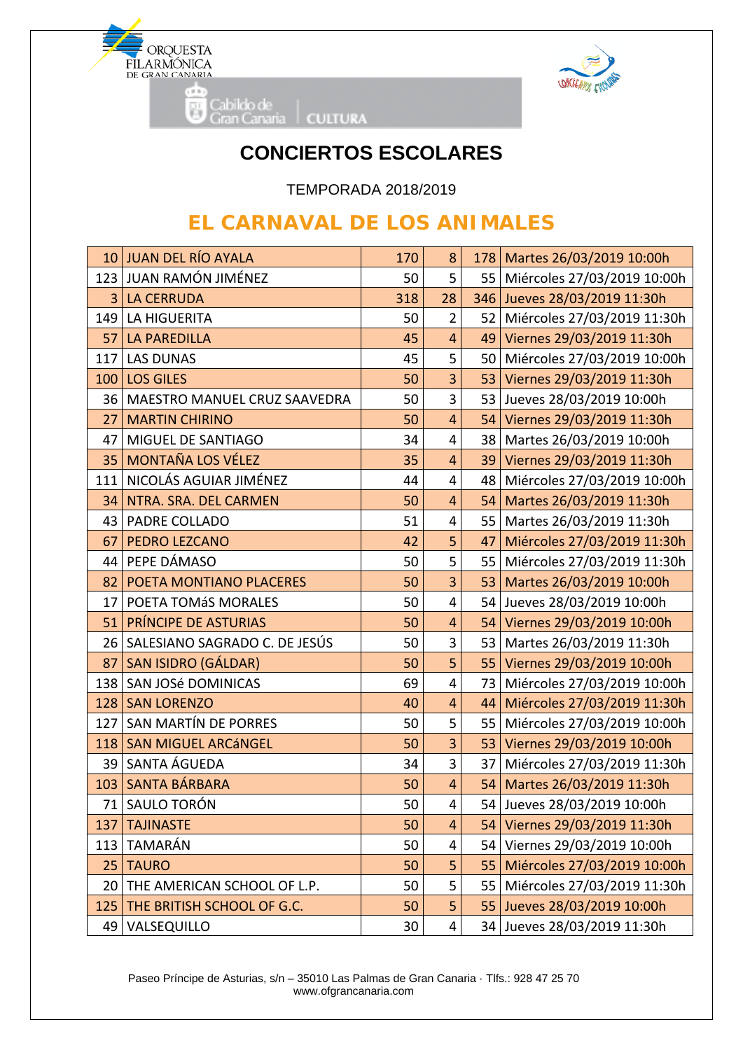## CONCIERTOS ESCOLARES

TEMPORADA 2018/2019

## EL CARNAVAL DE LOS ANIMALES

| | | | | | |
|---|---|---|---|---|---|
| 10 | JUAN DEL RÍO AYALA | 170 | 8 | 178 | Martes 26/03/2019 10:00h |
| 123 | JUAN RAMÓN JIMÉNEZ | 50 | 5 | 55 | Miércoles 27/03/2019 10:00h |
| 3 | LA CERRUDA | 318 | 28 | 346 | Jueves 28/03/2019 11:30h |
| 149 | LA HIGUERITA | 50 | 2 | 52 | Miércoles 27/03/2019 11:30h |
| 57 | LA PAREDILLA | 45 | 4 | 49 | Viernes 29/03/2019 11:30h |
| 117 | LAS DUNAS | 45 | 5 | 50 | Miércoles 27/03/2019 10:00h |
| 100 | LOS GILES | 50 | 3 | 53 | Viernes 29/03/2019 11:30h |
| 36 | MAESTRO MANUEL CRUZ SAAVEDRA | 50 | 3 | 53 | Jueves 28/03/2019 10:00h |
| 27 | MARTIN CHIRINO | 50 | 4 | 54 | Viernes 29/03/2019 11:30h |
| 47 | MIGUEL DE SANTIAGO | 34 | 4 | 38 | Martes 26/03/2019 10:00h |
| 35 | MONTAÑA LOS VÉLEZ | 35 | 4 | 39 | Viernes 29/03/2019 11:30h |
| 111 | NICOLÁS AGUIAR JIMÉNEZ | 44 | 4 | 48 | Miércoles 27/03/2019 10:00h |
| 34 | NTRA. SRA. DEL CARMEN | 50 | 4 | 54 | Martes 26/03/2019 11:30h |
| 43 | PADRE COLLADO | 51 | 4 | 55 | Martes 26/03/2019 11:30h |
| 67 | PEDRO LEZCANO | 42 | 5 | 47 | Miércoles 27/03/2019 11:30h |
| 44 | PEPE DÁMASO | 50 | 5 | 55 | Miércoles 27/03/2019 11:30h |
| 82 | POETA MONTIANO PLACERES | 50 | 3 | 53 | Martes 26/03/2019 10:00h |
| 17 | POETA TOMáS MORALES | 50 | 4 | 54 | Jueves 28/03/2019 10:00h |
| 51 | PRÍNCIPE DE ASTURIAS | 50 | 4 | 54 | Viernes 29/03/2019 10:00h |
| 26 | SALESIANO SAGRADO C. DE JESÚS | 50 | 3 | 53 | Martes 26/03/2019 11:30h |
| 87 | SAN ISIDRO (GÁLDAR) | 50 | 5 | 55 | Viernes 29/03/2019 10:00h |
| 138 | SAN JOSé DOMINICAS | 69 | 4 | 73 | Miércoles 27/03/2019 10:00h |
| 128 | SAN LORENZO | 40 | 4 | 44 | Miércoles 27/03/2019 11:30h |
| 127 | SAN MARTÍN DE PORRES | 50 | 5 | 55 | Miércoles 27/03/2019 10:00h |
| 118 | SAN MIGUEL ARCáNGEL | 50 | 3 | 53 | Viernes 29/03/2019 10:00h |
| 39 | SANTA ÁGUEDA | 34 | 3 | 37 | Miércoles 27/03/2019 11:30h |
| 103 | SANTA BÁRBARA | 50 | 4 | 54 | Martes 26/03/2019 11:30h |
| 71 | SAULO TORÓN | 50 | 4 | 54 | Jueves 28/03/2019 10:00h |
| 137 | TAJINASTE | 50 | 4 | 54 | Viernes 29/03/2019 11:30h |
| 113 | TAMARÁN | 50 | 4 | 54 | Viernes 29/03/2019 10:00h |
| 25 | TAURO | 50 | 5 | 55 | Miércoles 27/03/2019 10:00h |
| 20 | THE AMERICAN SCHOOL OF L.P. | 50 | 5 | 55 | Miércoles 27/03/2019 11:30h |
| 125 | THE BRITISH SCHOOL OF G.C. | 50 | 5 | 55 | Jueves 28/03/2019 10:00h |
| 49 | VALSEQUILLO | 30 | 4 | 34 | Jueves 28/03/2019 11:30h |

Paseo Príncipe de Asturias, s/n – 35010 Las Palmas de Gran Canaria · Tlfs.: 928 47 25 70
www.ofgrancanaria.com